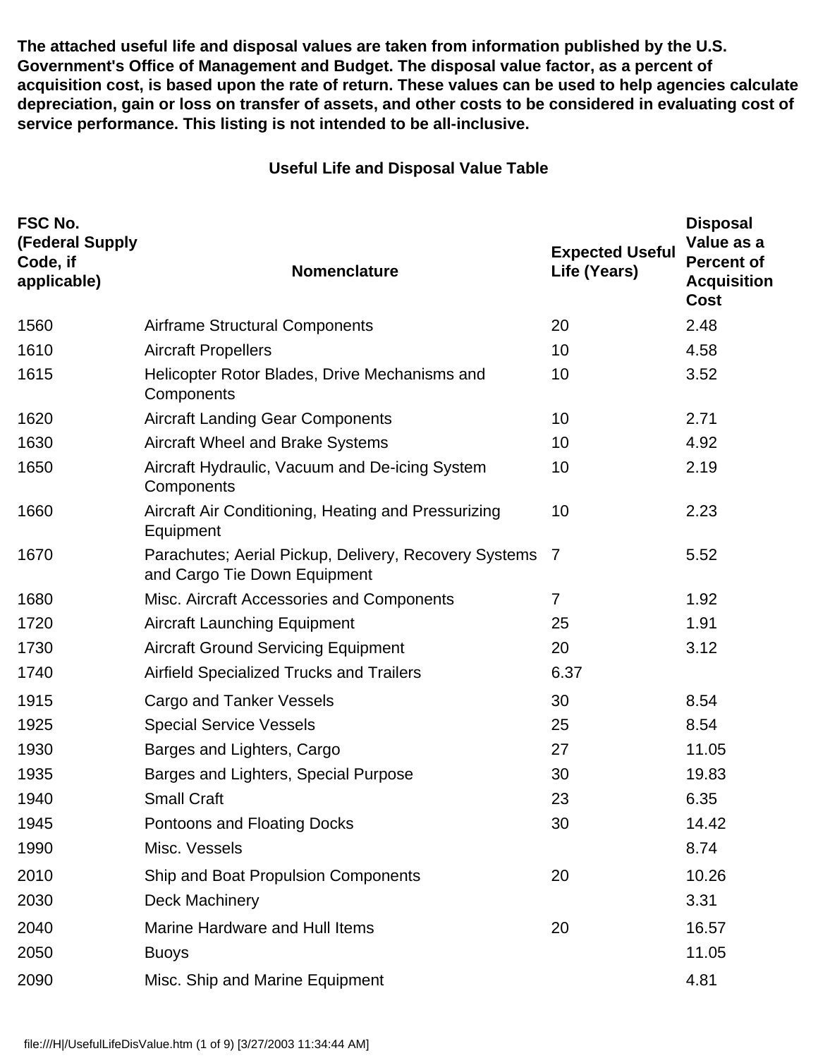**The attached useful life and disposal values are taken from information published by the U.S. Government's Office of Management and Budget. The disposal value factor, as a percent of acquisition cost, is based upon the rate of return. These values can be used to help agencies calculate depreciation, gain or loss on transfer of assets, and other costs to be considered in evaluating cost of service performance. This listing is not intended to be all-inclusive.**

**Useful Life and Disposal Value Table**

| FSC No. (Federal Supply Code, if applicable) | Nomenclature | Expected Useful Life (Years) | Disposal Value as a Percent of Acquisition Cost |
|---|---|---|---|
| 1560 | Airframe Structural Components | 20 | 2.48 |
| 1610 | Aircraft Propellers | 10 | 4.58 |
| 1615 | Helicopter Rotor Blades, Drive Mechanisms and Components | 10 | 3.52 |
| 1620 | Aircraft Landing Gear Components | 10 | 2.71 |
| 1630 | Aircraft Wheel and Brake Systems | 10 | 4.92 |
| 1650 | Aircraft Hydraulic, Vacuum and De-icing System Components | 10 | 2.19 |
| 1660 | Aircraft Air Conditioning, Heating and Pressurizing Equipment | 10 | 2.23 |
| 1670 | Parachutes; Aerial Pickup, Delivery, Recovery Systems and Cargo Tie Down Equipment | 7 | 5.52 |
| 1680 | Misc. Aircraft Accessories and Components | 7 | 1.92 |
| 1720 | Aircraft Launching Equipment | 25 | 1.91 |
| 1730 | Aircraft Ground Servicing Equipment | 20 | 3.12 |
| 1740 | Airfield Specialized Trucks and Trailers | 6.37 | |
| 1915 | Cargo and Tanker Vessels | 30 | 8.54 |
| 1925 | Special Service Vessels | 25 | 8.54 |
| 1930 | Barges and Lighters, Cargo | 27 | 11.05 |
| 1935 | Barges and Lighters, Special Purpose | 30 | 19.83 |
| 1940 | Small Craft | 23 | 6.35 |
| 1945 | Pontoons and Floating Docks | 30 | 14.42 |
| 1990 | Misc. Vessels | | 8.74 |
| 2010 | Ship and Boat Propulsion Components | 20 | 10.26 |
| 2030 | Deck Machinery | | 3.31 |
| 2040 | Marine Hardware and Hull Items | 20 | 16.57 |
| 2050 | Buoys | | 11.05 |
| 2090 | Misc. Ship and Marine Equipment | | 4.81 |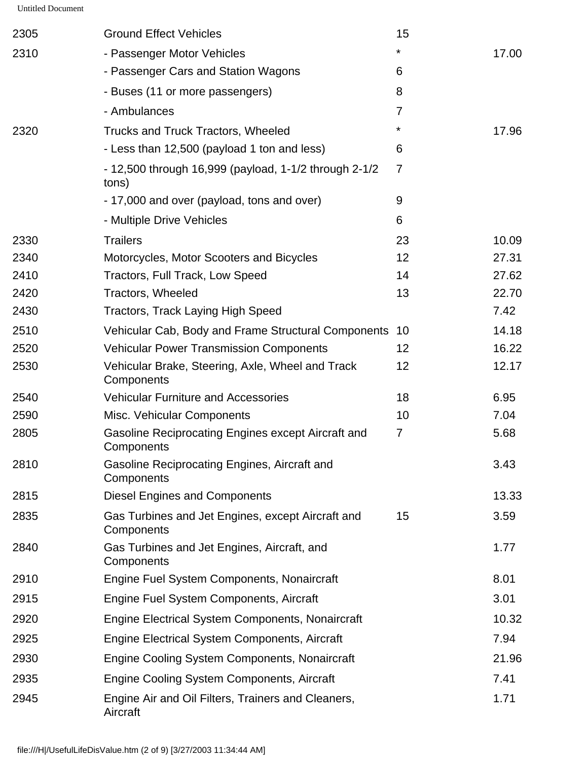| | | | |
|---|---|---|---|
| 2305 | Ground Effect Vehicles | 15 | |
| 2310 | - Passenger Motor Vehicles | * | 17.00 |
| | - Passenger Cars and Station Wagons | 6 | |
| | - Buses (11 or more passengers) | 8 | |
| | - Ambulances | 7 | |
| 2320 | Trucks and Truck Tractors, Wheeled | * | 17.96 |
| | - Less than 12,500 (payload 1 ton and less) | 6 | |
| | - 12,500 through 16,999 (payload, 1-1/2 through 2-1/2 tons) | 7 | |
| | - 17,000 and over (payload, tons and over) | 9 | |
| | - Multiple Drive Vehicles | 6 | |
| 2330 | Trailers | 23 | 10.09 |
| 2340 | Motorcycles, Motor Scooters and Bicycles | 12 | 27.31 |
| 2410 | Tractors, Full Track, Low Speed | 14 | 27.62 |
| 2420 | Tractors, Wheeled | 13 | 22.70 |
| 2430 | Tractors, Track Laying High Speed | | 7.42 |
| 2510 | Vehicular Cab, Body and Frame Structural Components | 10 | 14.18 |
| 2520 | Vehicular Power Transmission Components | 12 | 16.22 |
| 2530 | Vehicular Brake, Steering, Axle, Wheel and Track Components | 12 | 12.17 |
| 2540 | Vehicular Furniture and Accessories | 18 | 6.95 |
| 2590 | Misc. Vehicular Components | 10 | 7.04 |
| 2805 | Gasoline Reciprocating Engines except Aircraft and Components | 7 | 5.68 |
| 2810 | Gasoline Reciprocating Engines, Aircraft and Components | | 3.43 |
| 2815 | Diesel Engines and Components | | 13.33 |
| 2835 | Gas Turbines and Jet Engines, except Aircraft and Components | 15 | 3.59 |
| 2840 | Gas Turbines and Jet Engines, Aircraft, and Components | | 1.77 |
| 2910 | Engine Fuel System Components, Nonaircraft | | 8.01 |
| 2915 | Engine Fuel System Components, Aircraft | | 3.01 |
| 2920 | Engine Electrical System Components, Nonaircraft | | 10.32 |
| 2925 | Engine Electrical System Components, Aircraft | | 7.94 |
| 2930 | Engine Cooling System Components, Nonaircraft | | 21.96 |
| 2935 | Engine Cooling System Components, Aircraft | | 7.41 |
| 2945 | Engine Air and Oil Filters, Trainers and Cleaners, Aircraft | | 1.71 |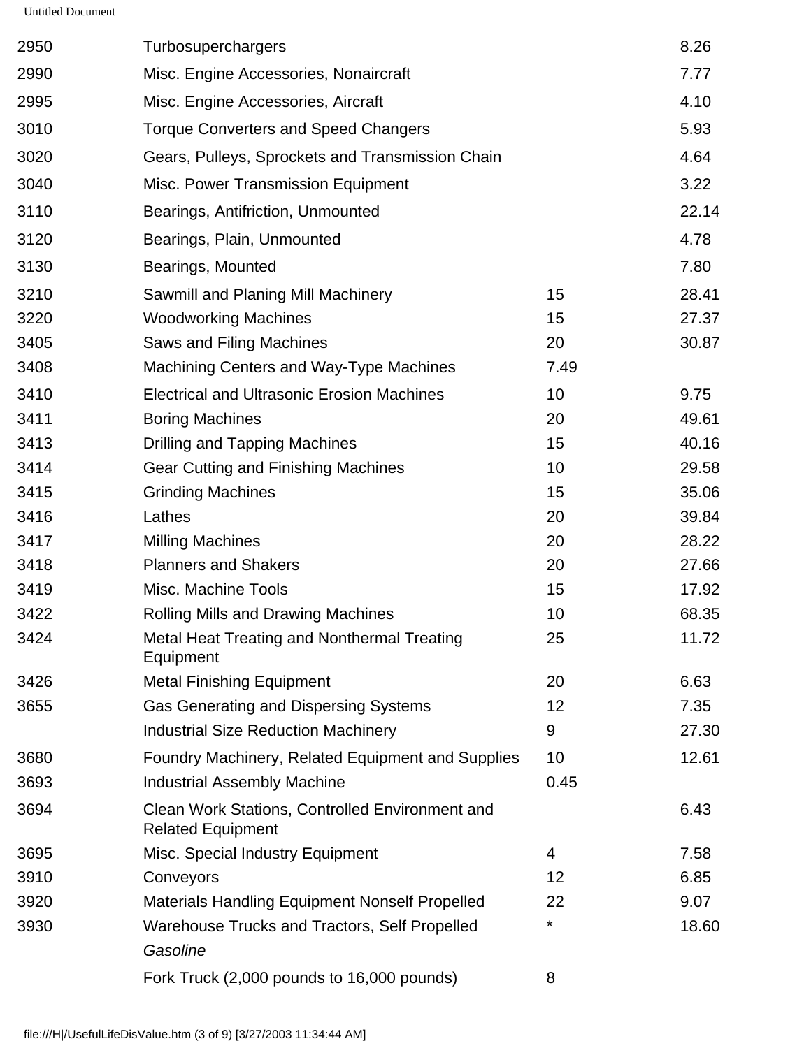| | | | |
|---|---|---|---|
| 2950 | Turbosuperchargers | | 8.26 |
| 2990 | Misc. Engine Accessories, Nonaircraft | | 7.77 |
| 2995 | Misc. Engine Accessories, Aircraft | | 4.10 |
| 3010 | Torque Converters and Speed Changers | | 5.93 |
| 3020 | Gears, Pulleys, Sprockets and Transmission Chain | | 4.64 |
| 3040 | Misc. Power Transmission Equipment | | 3.22 |
| 3110 | Bearings, Antifriction, Unmounted | | 22.14 |
| 3120 | Bearings, Plain, Unmounted | | 4.78 |
| 3130 | Bearings, Mounted | | 7.80 |
| 3210 | Sawmill and Planing Mill Machinery | 15 | 28.41 |
| 3220 | Woodworking Machines | 15 | 27.37 |
| 3405 | Saws and Filing Machines | 20 | 30.87 |
| 3408 | Machining Centers and Way-Type Machines | 7.49 | |
| 3410 | Electrical and Ultrasonic Erosion Machines | 10 | 9.75 |
| 3411 | Boring Machines | 20 | 49.61 |
| 3413 | Drilling and Tapping Machines | 15 | 40.16 |
| 3414 | Gear Cutting and Finishing Machines | 10 | 29.58 |
| 3415 | Grinding Machines | 15 | 35.06 |
| 3416 | Lathes | 20 | 39.84 |
| 3417 | Milling Machines | 20 | 28.22 |
| 3418 | Planners and Shakers | 20 | 27.66 |
| 3419 | Misc. Machine Tools | 15 | 17.92 |
| 3422 | Rolling Mills and Drawing Machines | 10 | 68.35 |
| 3424 | Metal Heat Treating and Nonthermal Treating Equipment | 25 | 11.72 |
| 3426 | Metal Finishing Equipment | 20 | 6.63 |
| 3655 | Gas Generating and Dispersing Systems | 12 | 7.35 |
| | Industrial Size Reduction Machinery | 9 | 27.30 |
| 3680 | Foundry Machinery, Related Equipment and Supplies | 10 | 12.61 |
| 3693 | Industrial Assembly Machine | 0.45 | |
| 3694 | Clean Work Stations, Controlled Environment and Related Equipment | | 6.43 |
| 3695 | Misc. Special Industry Equipment | 4 | 7.58 |
| 3910 | Conveyors | 12 | 6.85 |
| 3920 | Materials Handling Equipment Nonself Propelled | 22 | 9.07 |
| 3930 | Warehouse Trucks and Tractors, Self Propelled | * | 18.60 |
| | *Gasoline* | | |
| | Fork Truck (2,000 pounds to 16,000 pounds) | 8 | |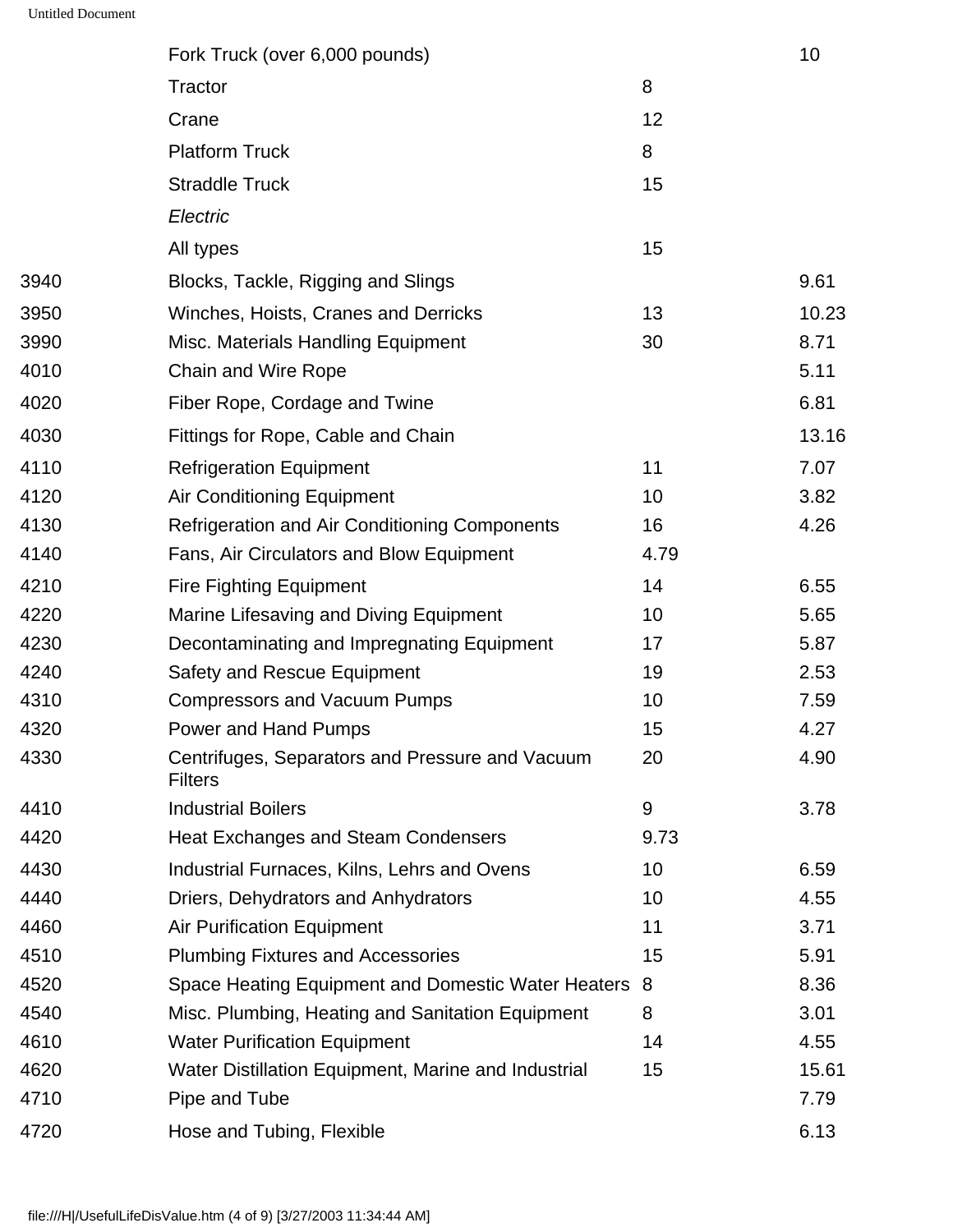| | | | |
|---|---|---|---|
| | Fork Truck (over 6,000 pounds) | | 10 |
| | Tractor | 8 | |
| | Crane | 12 | |
| | Platform Truck | 8 | |
| | Straddle Truck | 15 | |
| | *Electric* | | |
| | All types | 15 | |
| 3940 | Blocks, Tackle, Rigging and Slings | | 9.61 |
| 3950 | Winches, Hoists, Cranes and Derricks | 13 | 10.23 |
| 3990 | Misc. Materials Handling Equipment | 30 | 8.71 |
| 4010 | Chain and Wire Rope | | 5.11 |
| 4020 | Fiber Rope, Cordage and Twine | | 6.81 |
| 4030 | Fittings for Rope, Cable and Chain | | 13.16 |
| 4110 | Refrigeration Equipment | 11 | 7.07 |
| 4120 | Air Conditioning Equipment | 10 | 3.82 |
| 4130 | Refrigeration and Air Conditioning Components | 16 | 4.26 |
| 4140 | Fans, Air Circulators and Blow Equipment | 4.79 | |
| 4210 | Fire Fighting Equipment | 14 | 6.55 |
| 4220 | Marine Lifesaving and Diving Equipment | 10 | 5.65 |
| 4230 | Decontaminating and Impregnating Equipment | 17 | 5.87 |
| 4240 | Safety and Rescue Equipment | 19 | 2.53 |
| 4310 | Compressors and Vacuum Pumps | 10 | 7.59 |
| 4320 | Power and Hand Pumps | 15 | 4.27 |
| 4330 | Centrifuges, Separators and Pressure and Vacuum Filters | 20 | 4.90 |
| 4410 | Industrial Boilers | 9 | 3.78 |
| 4420 | Heat Exchanges and Steam Condensers | 9.73 | |
| 4430 | Industrial Furnaces, Kilns, Lehrs and Ovens | 10 | 6.59 |
| 4440 | Driers, Dehydrators and Anhydrators | 10 | 4.55 |
| 4460 | Air Purification Equipment | 11 | 3.71 |
| 4510 | Plumbing Fixtures and Accessories | 15 | 5.91 |
| 4520 | Space Heating Equipment and Domestic Water Heaters | 8 | 8.36 |
| 4540 | Misc. Plumbing, Heating and Sanitation Equipment | 8 | 3.01 |
| 4610 | Water Purification Equipment | 14 | 4.55 |
| 4620 | Water Distillation Equipment, Marine and Industrial | 15 | 15.61 |
| 4710 | Pipe and Tube | | 7.79 |
| 4720 | Hose and Tubing, Flexible | | 6.13 |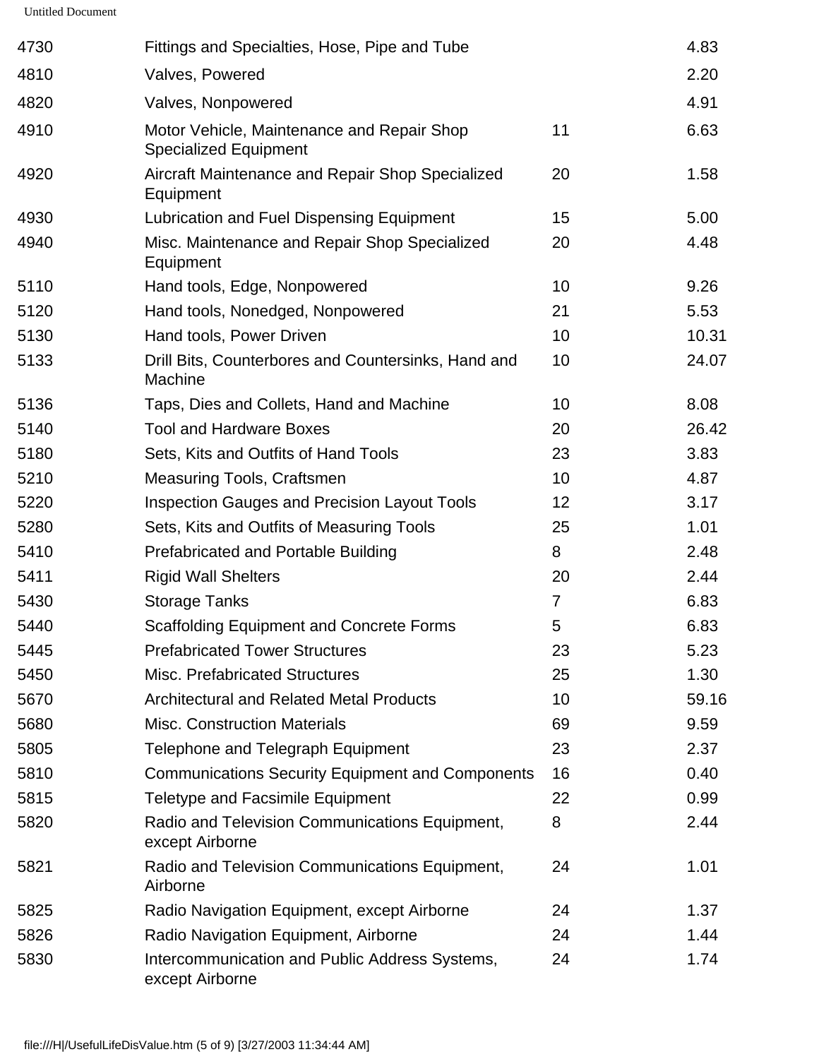| | | | |
|---|---|---|---|
| 4730 | Fittings and Specialties, Hose, Pipe and Tube | | 4.83 |
| 4810 | Valves, Powered | | 2.20 |
| 4820 | Valves, Nonpowered | | 4.91 |
| 4910 | Motor Vehicle, Maintenance and Repair Shop Specialized Equipment | 11 | 6.63 |
| 4920 | Aircraft Maintenance and Repair Shop Specialized Equipment | 20 | 1.58 |
| 4930 | Lubrication and Fuel Dispensing Equipment | 15 | 5.00 |
| 4940 | Misc. Maintenance and Repair Shop Specialized Equipment | 20 | 4.48 |
| 5110 | Hand tools, Edge, Nonpowered | 10 | 9.26 |
| 5120 | Hand tools, Nonedged, Nonpowered | 21 | 5.53 |
| 5130 | Hand tools, Power Driven | 10 | 10.31 |
| 5133 | Drill Bits, Counterbores and Countersinks, Hand and Machine | 10 | 24.07 |
| 5136 | Taps, Dies and Collets, Hand and Machine | 10 | 8.08 |
| 5140 | Tool and Hardware Boxes | 20 | 26.42 |
| 5180 | Sets, Kits and Outfits of Hand Tools | 23 | 3.83 |
| 5210 | Measuring Tools, Craftsmen | 10 | 4.87 |
| 5220 | Inspection Gauges and Precision Layout Tools | 12 | 3.17 |
| 5280 | Sets, Kits and Outfits of Measuring Tools | 25 | 1.01 |
| 5410 | Prefabricated and Portable Building | 8 | 2.48 |
| 5411 | Rigid Wall Shelters | 20 | 2.44 |
| 5430 | Storage Tanks | 7 | 6.83 |
| 5440 | Scaffolding Equipment and Concrete Forms | 5 | 6.83 |
| 5445 | Prefabricated Tower Structures | 23 | 5.23 |
| 5450 | Misc. Prefabricated Structures | 25 | 1.30 |
| 5670 | Architectural and Related Metal Products | 10 | 59.16 |
| 5680 | Misc. Construction Materials | 69 | 9.59 |
| 5805 | Telephone and Telegraph Equipment | 23 | 2.37 |
| 5810 | Communications Security Equipment and Components | 16 | 0.40 |
| 5815 | Teletype and Facsimile Equipment | 22 | 0.99 |
| 5820 | Radio and Television Communications Equipment, except Airborne | 8 | 2.44 |
| 5821 | Radio and Television Communications Equipment, Airborne | 24 | 1.01 |
| 5825 | Radio Navigation Equipment, except Airborne | 24 | 1.37 |
| 5826 | Radio Navigation Equipment, Airborne | 24 | 1.44 |
| 5830 | Intercommunication and Public Address Systems, except Airborne | 24 | 1.74 |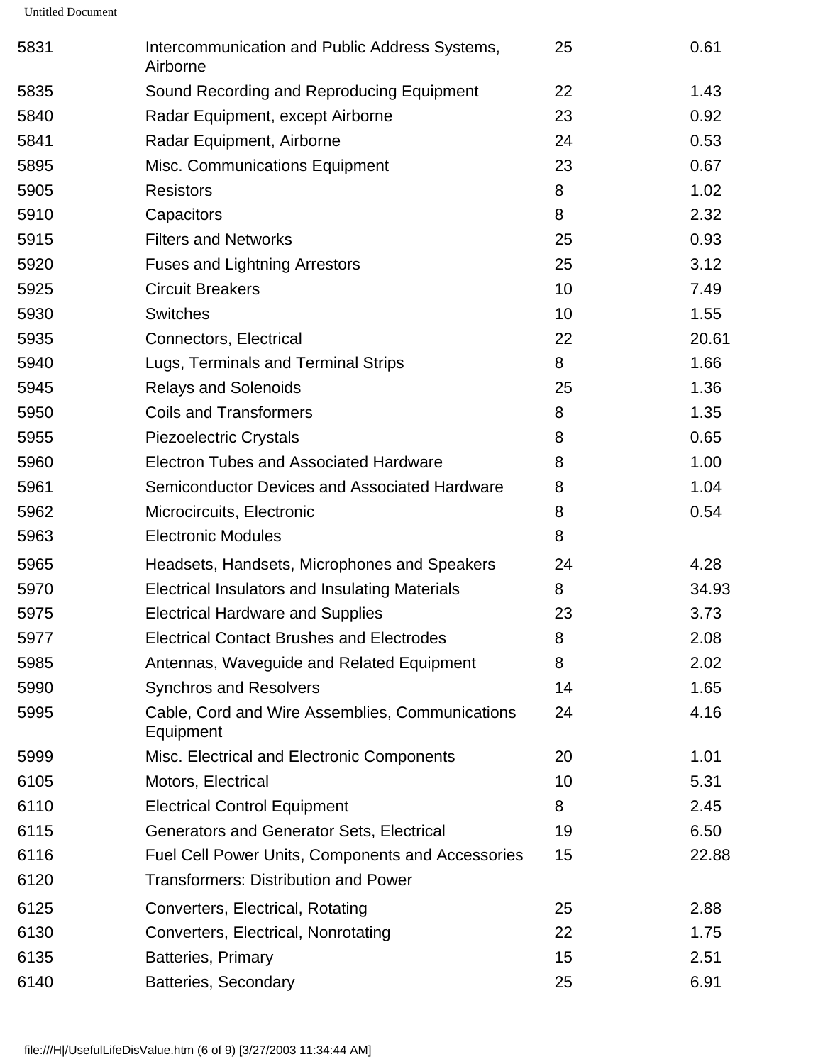| | | | |
|---|---|---|---|
| 5831 | Intercommunication and Public Address Systems, Airborne | 25 | 0.61 |
| 5835 | Sound Recording and Reproducing Equipment | 22 | 1.43 |
| 5840 | Radar Equipment, except Airborne | 23 | 0.92 |
| 5841 | Radar Equipment, Airborne | 24 | 0.53 |
| 5895 | Misc. Communications Equipment | 23 | 0.67 |
| 5905 | Resistors | 8 | 1.02 |
| 5910 | Capacitors | 8 | 2.32 |
| 5915 | Filters and Networks | 25 | 0.93 |
| 5920 | Fuses and Lightning Arrestors | 25 | 3.12 |
| 5925 | Circuit Breakers | 10 | 7.49 |
| 5930 | Switches | 10 | 1.55 |
| 5935 | Connectors, Electrical | 22 | 20.61 |
| 5940 | Lugs, Terminals and Terminal Strips | 8 | 1.66 |
| 5945 | Relays and Solenoids | 25 | 1.36 |
| 5950 | Coils and Transformers | 8 | 1.35 |
| 5955 | Piezoelectric Crystals | 8 | 0.65 |
| 5960 | Electron Tubes and Associated Hardware | 8 | 1.00 |
| 5961 | Semiconductor Devices and Associated Hardware | 8 | 1.04 |
| 5962 | Microcircuits, Electronic | 8 | 0.54 |
| 5963 | Electronic Modules | 8 | |
| 5965 | Headsets, Handsets, Microphones and Speakers | 24 | 4.28 |
| 5970 | Electrical Insulators and Insulating Materials | 8 | 34.93 |
| 5975 | Electrical Hardware and Supplies | 23 | 3.73 |
| 5977 | Electrical Contact Brushes and Electrodes | 8 | 2.08 |
| 5985 | Antennas, Waveguide and Related Equipment | 8 | 2.02 |
| 5990 | Synchros and Resolvers | 14 | 1.65 |
| 5995 | Cable, Cord and Wire Assemblies, Communications Equipment | 24 | 4.16 |
| 5999 | Misc. Electrical and Electronic Components | 20 | 1.01 |
| 6105 | Motors, Electrical | 10 | 5.31 |
| 6110 | Electrical Control Equipment | 8 | 2.45 |
| 6115 | Generators and Generator Sets, Electrical | 19 | 6.50 |
| 6116 | Fuel Cell Power Units, Components and Accessories | 15 | 22.88 |
| 6120 | Transformers: Distribution and Power | | |
| 6125 | Converters, Electrical, Rotating | 25 | 2.88 |
| 6130 | Converters, Electrical, Nonrotating | 22 | 1.75 |
| 6135 | Batteries, Primary | 15 | 2.51 |
| 6140 | Batteries, Secondary | 25 | 6.91 |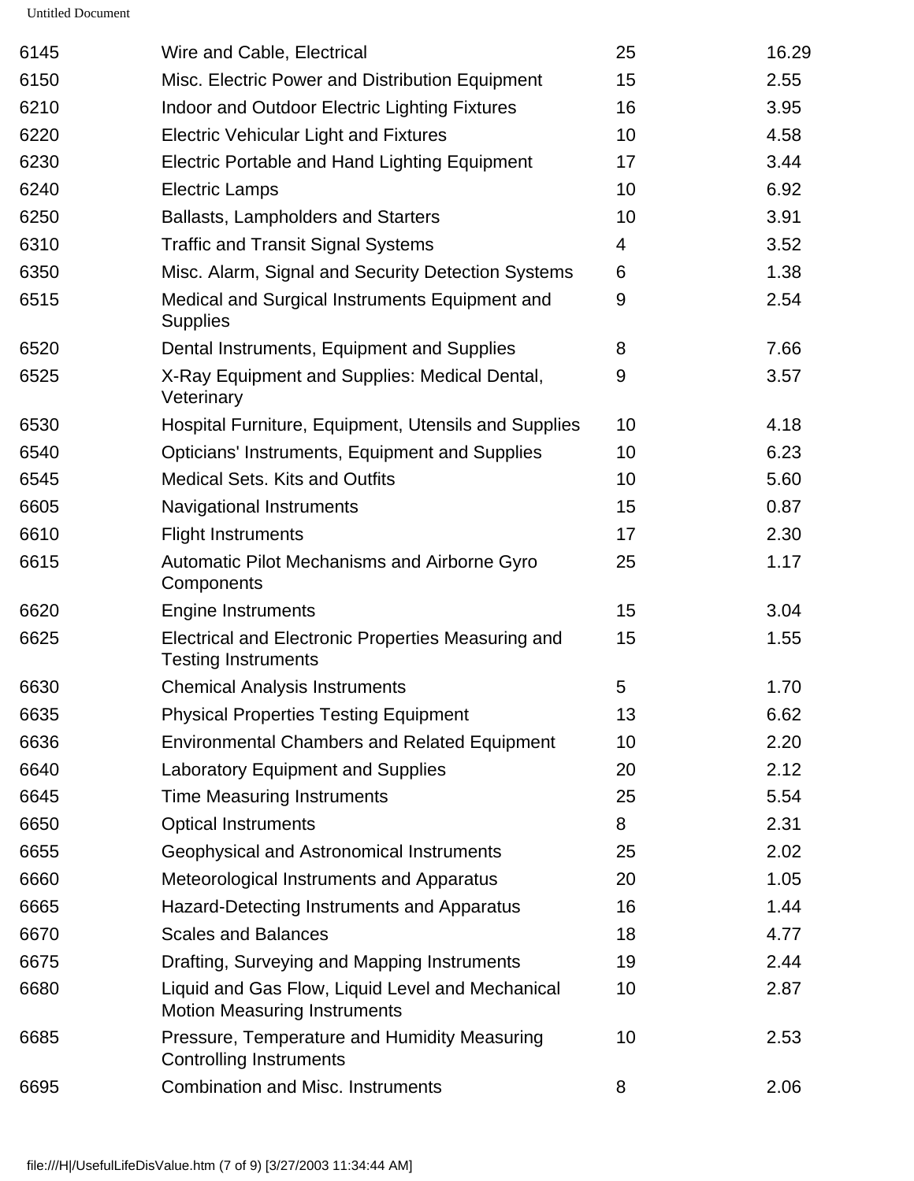| | | | |
|---|---|---|---|
| 6145 | Wire and Cable, Electrical | 25 | 16.29 |
| 6150 | Misc. Electric Power and Distribution Equipment | 15 | 2.55 |
| 6210 | Indoor and Outdoor Electric Lighting Fixtures | 16 | 3.95 |
| 6220 | Electric Vehicular Light and Fixtures | 10 | 4.58 |
| 6230 | Electric Portable and Hand Lighting Equipment | 17 | 3.44 |
| 6240 | Electric Lamps | 10 | 6.92 |
| 6250 | Ballasts, Lampholders and Starters | 10 | 3.91 |
| 6310 | Traffic and Transit Signal Systems | 4 | 3.52 |
| 6350 | Misc. Alarm, Signal and Security Detection Systems | 6 | 1.38 |
| 6515 | Medical and Surgical Instruments Equipment and Supplies | 9 | 2.54 |
| 6520 | Dental Instruments, Equipment and Supplies | 8 | 7.66 |
| 6525 | X-Ray Equipment and Supplies: Medical Dental, Veterinary | 9 | 3.57 |
| 6530 | Hospital Furniture, Equipment, Utensils and Supplies | 10 | 4.18 |
| 6540 | Opticians' Instruments, Equipment and Supplies | 10 | 6.23 |
| 6545 | Medical Sets. Kits and Outfits | 10 | 5.60 |
| 6605 | Navigational Instruments | 15 | 0.87 |
| 6610 | Flight Instruments | 17 | 2.30 |
| 6615 | Automatic Pilot Mechanisms and Airborne Gyro Components | 25 | 1.17 |
| 6620 | Engine Instruments | 15 | 3.04 |
| 6625 | Electrical and Electronic Properties Measuring and Testing Instruments | 15 | 1.55 |
| 6630 | Chemical Analysis Instruments | 5 | 1.70 |
| 6635 | Physical Properties Testing Equipment | 13 | 6.62 |
| 6636 | Environmental Chambers and Related Equipment | 10 | 2.20 |
| 6640 | Laboratory Equipment and Supplies | 20 | 2.12 |
| 6645 | Time Measuring Instruments | 25 | 5.54 |
| 6650 | Optical Instruments | 8 | 2.31 |
| 6655 | Geophysical and Astronomical Instruments | 25 | 2.02 |
| 6660 | Meteorological Instruments and Apparatus | 20 | 1.05 |
| 6665 | Hazard-Detecting Instruments and Apparatus | 16 | 1.44 |
| 6670 | Scales and Balances | 18 | 4.77 |
| 6675 | Drafting, Surveying and Mapping Instruments | 19 | 2.44 |
| 6680 | Liquid and Gas Flow, Liquid Level and Mechanical Motion Measuring Instruments | 10 | 2.87 |
| 6685 | Pressure, Temperature and Humidity Measuring Controlling Instruments | 10 | 2.53 |
| 6695 | Combination and Misc. Instruments | 8 | 2.06 |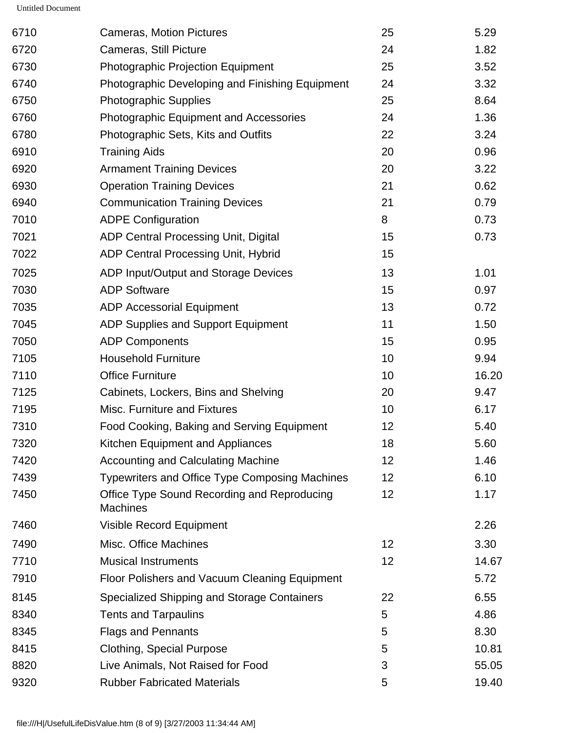| | | | |
|---|---|---|---|
| 6710 | Cameras, Motion Pictures | 25 | 5.29 |
| 6720 | Cameras, Still Picture | 24 | 1.82 |
| 6730 | Photographic Projection Equipment | 25 | 3.52 |
| 6740 | Photographic Developing and Finishing Equipment | 24 | 3.32 |
| 6750 | Photographic Supplies | 25 | 8.64 |
| 6760 | Photographic Equipment and Accessories | 24 | 1.36 |
| 6780 | Photographic Sets, Kits and Outfits | 22 | 3.24 |
| 6910 | Training Aids | 20 | 0.96 |
| 6920 | Armament Training Devices | 20 | 3.22 |
| 6930 | Operation Training Devices | 21 | 0.62 |
| 6940 | Communication Training Devices | 21 | 0.79 |
| 7010 | ADPE Configuration | 8 | 0.73 |
| 7021 | ADP Central Processing Unit, Digital | 15 | 0.73 |
| 7022 | ADP Central Processing Unit, Hybrid | 15 | |
| 7025 | ADP Input/Output and Storage Devices | 13 | 1.01 |
| 7030 | ADP Software | 15 | 0.97 |
| 7035 | ADP Accessorial Equipment | 13 | 0.72 |
| 7045 | ADP Supplies and Support Equipment | 11 | 1.50 |
| 7050 | ADP Components | 15 | 0.95 |
| 7105 | Household Furniture | 10 | 9.94 |
| 7110 | Office Furniture | 10 | 16.20 |
| 7125 | Cabinets, Lockers, Bins and Shelving | 20 | 9.47 |
| 7195 | Misc. Furniture and Fixtures | 10 | 6.17 |
| 7310 | Food Cooking, Baking and Serving Equipment | 12 | 5.40 |
| 7320 | Kitchen Equipment and Appliances | 18 | 5.60 |
| 7420 | Accounting and Calculating Machine | 12 | 1.46 |
| 7439 | Typewriters and Office Type Composing Machines | 12 | 6.10 |
| 7450 | Office Type Sound Recording and Reproducing Machines | 12 | 1.17 |
| 7460 | Visible Record Equipment | | 2.26 |
| 7490 | Misc. Office Machines | 12 | 3.30 |
| 7710 | Musical Instruments | 12 | 14.67 |
| 7910 | Floor Polishers and Vacuum Cleaning Equipment | | 5.72 |
| 8145 | Specialized Shipping and Storage Containers | 22 | 6.55 |
| 8340 | Tents and Tarpaulins | 5 | 4.86 |
| 8345 | Flags and Pennants | 5 | 8.30 |
| 8415 | Clothing, Special Purpose | 5 | 10.81 |
| 8820 | Live Animals, Not Raised for Food | 3 | 55.05 |
| 9320 | Rubber Fabricated Materials | 5 | 19.40 |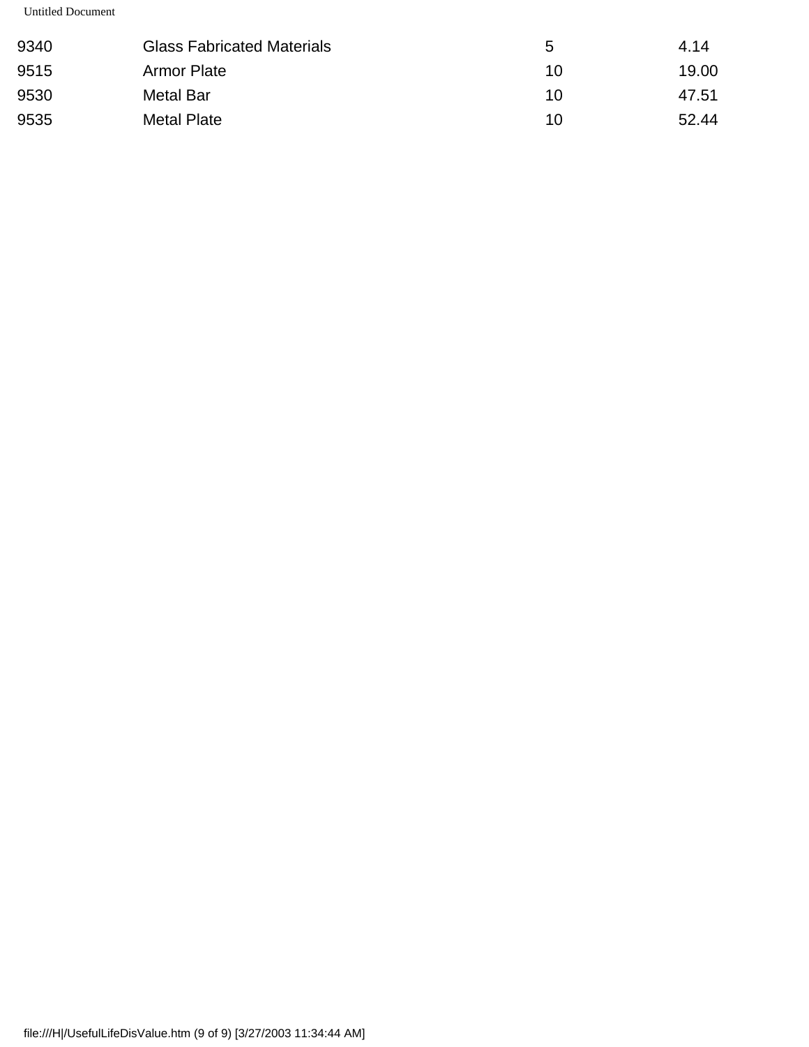| | | | |
|---|---|---|---|
| 9340 | Glass Fabricated Materials | 5 | 4.14 |
| 9515 | Armor Plate | 10 | 19.00 |
| 9530 | Metal Bar | 10 | 47.51 |
| 9535 | Metal Plate | 10 | 52.44 |